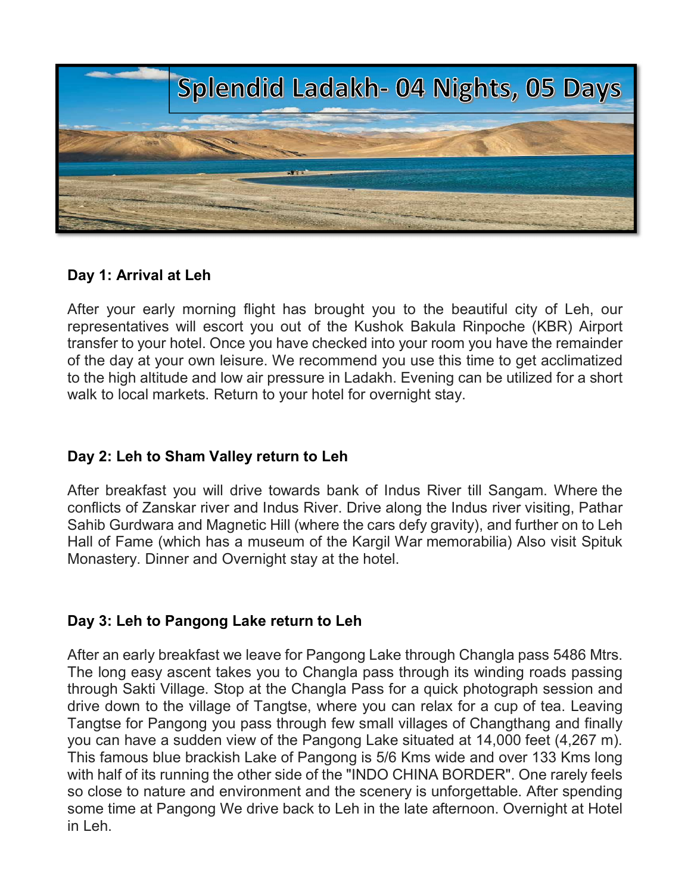# Splendid Ladakh- 04 Nights, 05 Days

**Day 1: Arrival at Leh**

After your early morning flight has brought you to the beautiful city of Leh, our representatives will escort you out of the Kushok Bakula Rinpoche (KBR) Airport transfer to your hotel. Once you have checked into your room you have the remainder of the day at your own leisure. We recommend you use this time to get acclimatized to the high altitude and low air pressure in Ladakh. Evening can be utilized for a short walk to local markets. Return to your hotel for overnight stay.

**Day 2: Leh to Sham Valley return to Leh**

After breakfast you will drive towards bank of Indus River till Sangam. Where the conflicts of Zanskar river and Indus River. Drive along the Indus river visiting, Pathar Sahib Gurdwara and Magnetic Hill (where the cars defy gravity), and further on to Leh Hall of Fame (which has a museum of the Kargil War memorabilia) Also visit Spituk Monastery. Dinner and Overnight stay at the hotel.

**Day 3: Leh to Pangong Lake return to Leh**

After an early breakfast we leave for Pangong Lake through Changla pass 5486 Mtrs. The long easy ascent takes you to Changla pass through its winding roads passing through Sakti Village. Stop at the Changla Pass for a quick photograph session and drive down to the village of Tangtse, where you can relax for a cup of tea. Leaving Tangtse for Pangong you pass through few small villages of Changthang and finally you can have a sudden view of the Pangong Lake situated at 14,000 feet (4,267 m). This famous blue brackish Lake of Pangong is 5/6 Kms wide and over 133 Kms long with half of its running the other side of the "INDO CHINA BORDER". One rarely feels so close to nature and environment and the scenery is unforgettable. After spending some time at Pangong We drive back to Leh in the late afternoon. Overnight at Hotel in Leh.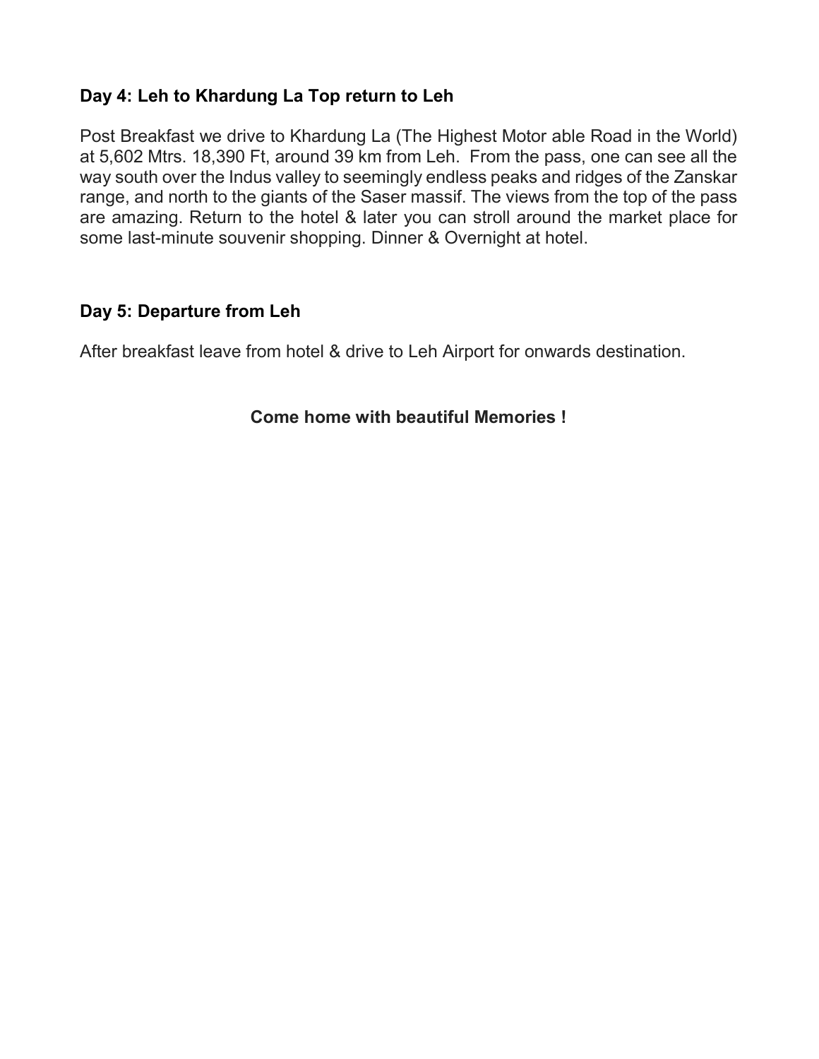### Day 4: Leh to Khardung La Top return to Leh

Post Breakfast we drive to Khardung La (The Highest Motor able Road in the World) at 5,602 Mtrs. 18,390 Ft, around 39 km from Leh. From the pass, one can see all the way south over the Indus valley to seemingly endless peaks and ridges of the Zanskar range, and north to the giants of the Saser massif. The views from the top of the pass are amazing. Return to the hotel & later you can stroll around the market place for some last-minute souvenir shopping. Dinner & Overnight at hotel.

### Day 5: Departure from Leh

After breakfast leave from hotel & drive to Leh Airport for onwards destination.

**Come home with beautiful Memories !**